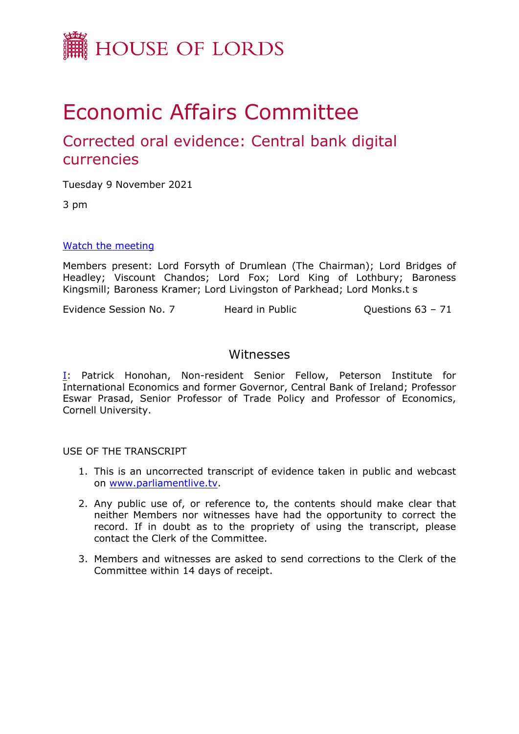HOUSE OF LORDS

# Economic Affairs Committee

## Corrected oral evidence: Central bank digital currencies

Tuesday 9 November 2021

3 pm

[Watch the meeting](#)

Members present: Lord Forsyth of Drumlean (The Chairman); Lord Bridges of Headley; Viscount Chandos; Lord Fox; Lord King of Lothbury; Baroness Kingsmill; Baroness Kramer; Lord Livingston of Parkhead; Lord Monks.t s

Evidence Session No. 7 &nbsp;&nbsp;&nbsp;&nbsp;&nbsp;&nbsp;&nbsp;&nbsp; Heard in Public &nbsp;&nbsp;&nbsp;&nbsp;&nbsp;&nbsp;&nbsp;&nbsp; Questions 63 – 71

## Witnesses

[I](#): Patrick Honohan, Non-resident Senior Fellow, Peterson Institute for International Economics and former Governor, Central Bank of Ireland; Professor Eswar Prasad, Senior Professor of Trade Policy and Professor of Economics, Cornell University.

USE OF THE TRANSCRIPT

1. This is an uncorrected transcript of evidence taken in public and webcast on [www.parliamentlive.tv](www.parliamentlive.tv).
2. Any public use of, or reference to, the contents should make clear that neither Members nor witnesses have had the opportunity to correct the record. If in doubt as to the propriety of using the transcript, please contact the Clerk of the Committee.
3. Members and witnesses are asked to send corrections to the Clerk of the Committee within 14 days of receipt.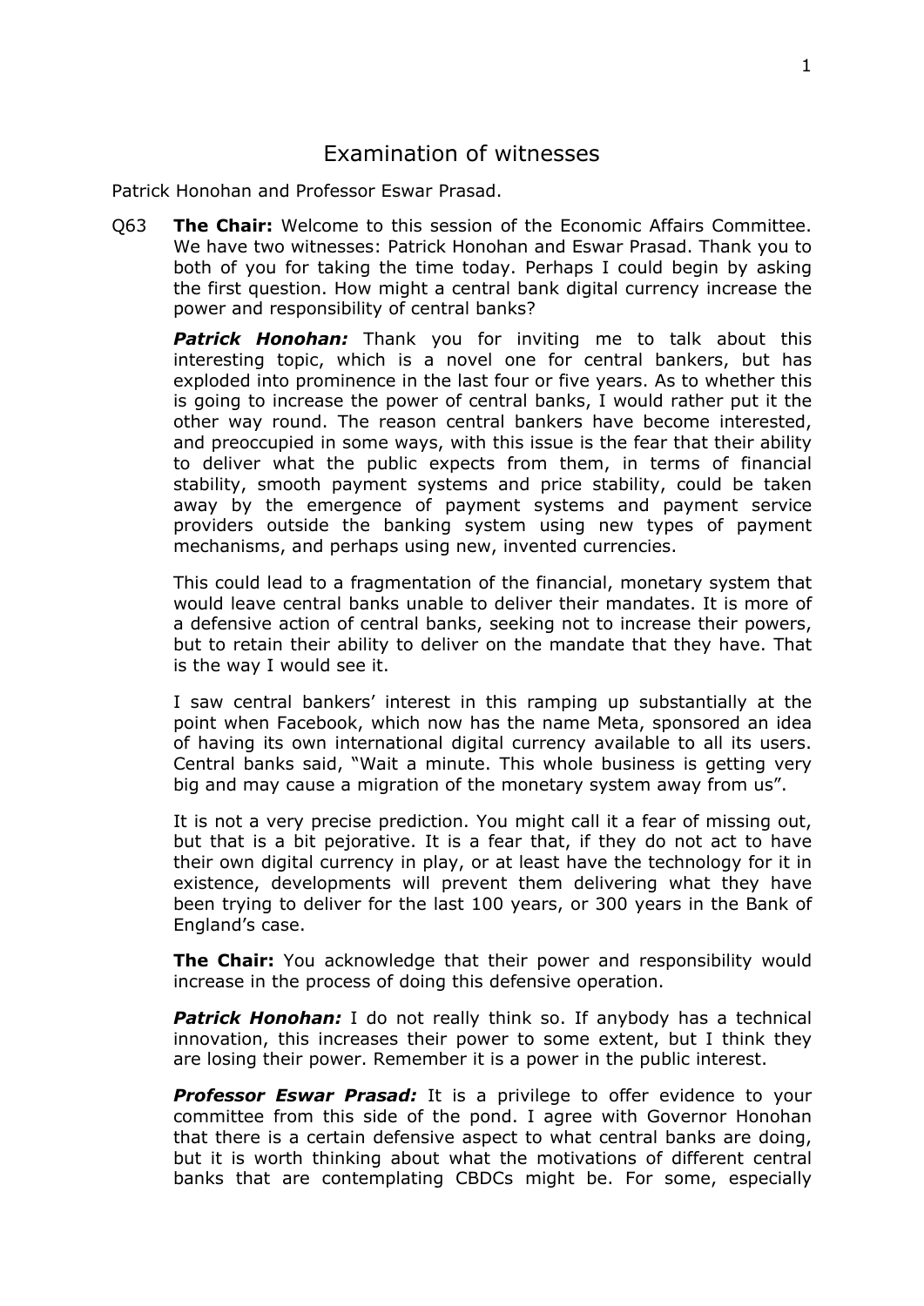# Examination of witnesses

Patrick Honohan and Professor Eswar Prasad.

Q63 **The Chair:** Welcome to this session of the Economic Affairs Committee. We have two witnesses: Patrick Honohan and Eswar Prasad. Thank you to both of you for taking the time today. Perhaps I could begin by asking the first question. How might a central bank digital currency increase the power and responsibility of central banks?

***Patrick Honohan:*** Thank you for inviting me to talk about this interesting topic, which is a novel one for central bankers, but has exploded into prominence in the last four or five years. As to whether this is going to increase the power of central banks, I would rather put it the other way round. The reason central bankers have become interested, and preoccupied in some ways, with this issue is the fear that their ability to deliver what the public expects from them, in terms of financial stability, smooth payment systems and price stability, could be taken away by the emergence of payment systems and payment service providers outside the banking system using new types of payment mechanisms, and perhaps using new, invented currencies.

This could lead to a fragmentation of the financial, monetary system that would leave central banks unable to deliver their mandates. It is more of a defensive action of central banks, seeking not to increase their powers, but to retain their ability to deliver on the mandate that they have. That is the way I would see it.

I saw central bankers' interest in this ramping up substantially at the point when Facebook, which now has the name Meta, sponsored an idea of having its own international digital currency available to all its users. Central banks said, "Wait a minute. This whole business is getting very big and may cause a migration of the monetary system away from us".

It is not a very precise prediction. You might call it a fear of missing out, but that is a bit pejorative. It is a fear that, if they do not act to have their own digital currency in play, or at least have the technology for it in existence, developments will prevent them delivering what they have been trying to deliver for the last 100 years, or 300 years in the Bank of England's case.

**The Chair:** You acknowledge that their power and responsibility would increase in the process of doing this defensive operation.

***Patrick Honohan:*** I do not really think so. If anybody has a technical innovation, this increases their power to some extent, but I think they are losing their power. Remember it is a power in the public interest.

***Professor Eswar Prasad:*** It is a privilege to offer evidence to your committee from this side of the pond. I agree with Governor Honohan that there is a certain defensive aspect to what central banks are doing, but it is worth thinking about what the motivations of different central banks that are contemplating CBDCs might be. For some, especially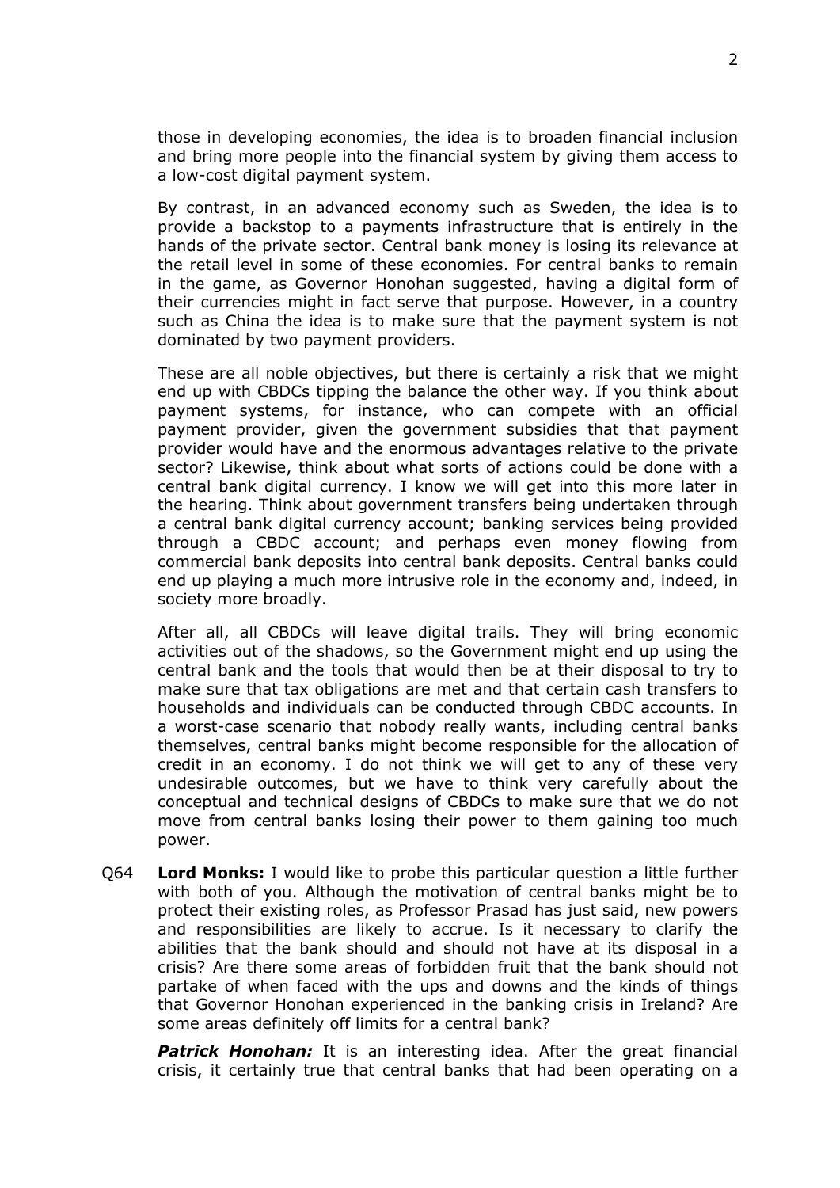those in developing economies, the idea is to broaden financial inclusion and bring more people into the financial system by giving them access to a low-cost digital payment system.

By contrast, in an advanced economy such as Sweden, the idea is to provide a backstop to a payments infrastructure that is entirely in the hands of the private sector. Central bank money is losing its relevance at the retail level in some of these economies. For central banks to remain in the game, as Governor Honohan suggested, having a digital form of their currencies might in fact serve that purpose. However, in a country such as China the idea is to make sure that the payment system is not dominated by two payment providers.

These are all noble objectives, but there is certainly a risk that we might end up with CBDCs tipping the balance the other way. If you think about payment systems, for instance, who can compete with an official payment provider, given the government subsidies that that payment provider would have and the enormous advantages relative to the private sector? Likewise, think about what sorts of actions could be done with a central bank digital currency. I know we will get into this more later in the hearing. Think about government transfers being undertaken through a central bank digital currency account; banking services being provided through a CBDC account; and perhaps even money flowing from commercial bank deposits into central bank deposits. Central banks could end up playing a much more intrusive role in the economy and, indeed, in society more broadly.

After all, all CBDCs will leave digital trails. They will bring economic activities out of the shadows, so the Government might end up using the central bank and the tools that would then be at their disposal to try to make sure that tax obligations are met and that certain cash transfers to households and individuals can be conducted through CBDC accounts. In a worst-case scenario that nobody really wants, including central banks themselves, central banks might become responsible for the allocation of credit in an economy. I do not think we will get to any of these very undesirable outcomes, but we have to think very carefully about the conceptual and technical designs of CBDCs to make sure that we do not move from central banks losing their power to them gaining too much power.

Q64 **Lord Monks:** I would like to probe this particular question a little further with both of you. Although the motivation of central banks might be to protect their existing roles, as Professor Prasad has just said, new powers and responsibilities are likely to accrue. Is it necessary to clarify the abilities that the bank should and should not have at its disposal in a crisis? Are there some areas of forbidden fruit that the bank should not partake of when faced with the ups and downs and the kinds of things that Governor Honohan experienced in the banking crisis in Ireland? Are some areas definitely off limits for a central bank?

***Patrick Honohan:*** It is an interesting idea. After the great financial crisis, it certainly true that central banks that had been operating on a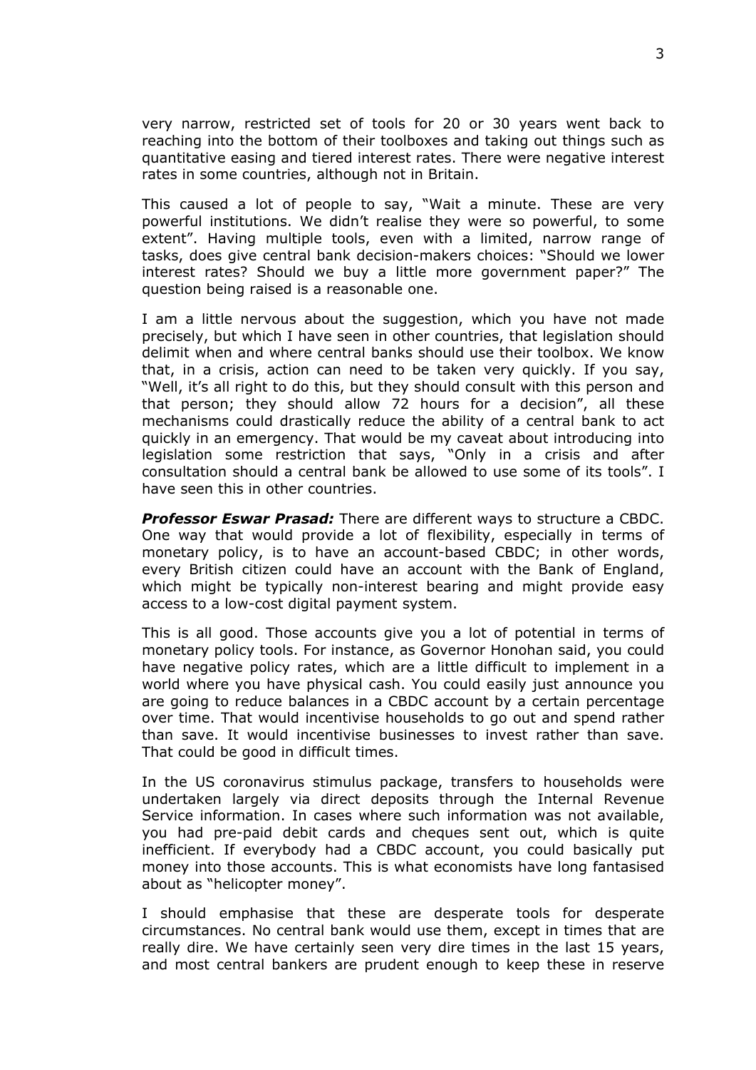very narrow, restricted set of tools for 20 or 30 years went back to reaching into the bottom of their toolboxes and taking out things such as quantitative easing and tiered interest rates. There were negative interest rates in some countries, although not in Britain.

This caused a lot of people to say, "Wait a minute. These are very powerful institutions. We didn't realise they were so powerful, to some extent". Having multiple tools, even with a limited, narrow range of tasks, does give central bank decision-makers choices: "Should we lower interest rates? Should we buy a little more government paper?" The question being raised is a reasonable one.

I am a little nervous about the suggestion, which you have not made precisely, but which I have seen in other countries, that legislation should delimit when and where central banks should use their toolbox. We know that, in a crisis, action can need to be taken very quickly. If you say, "Well, it's all right to do this, but they should consult with this person and that person; they should allow 72 hours for a decision", all these mechanisms could drastically reduce the ability of a central bank to act quickly in an emergency. That would be my caveat about introducing into legislation some restriction that says, "Only in a crisis and after consultation should a central bank be allowed to use some of its tools". I have seen this in other countries.

***Professor Eswar Prasad:*** There are different ways to structure a CBDC. One way that would provide a lot of flexibility, especially in terms of monetary policy, is to have an account-based CBDC; in other words, every British citizen could have an account with the Bank of England, which might be typically non-interest bearing and might provide easy access to a low-cost digital payment system.

This is all good. Those accounts give you a lot of potential in terms of monetary policy tools. For instance, as Governor Honohan said, you could have negative policy rates, which are a little difficult to implement in a world where you have physical cash. You could easily just announce you are going to reduce balances in a CBDC account by a certain percentage over time. That would incentivise households to go out and spend rather than save. It would incentivise businesses to invest rather than save. That could be good in difficult times.

In the US coronavirus stimulus package, transfers to households were undertaken largely via direct deposits through the Internal Revenue Service information. In cases where such information was not available, you had pre-paid debit cards and cheques sent out, which is quite inefficient. If everybody had a CBDC account, you could basically put money into those accounts. This is what economists have long fantasised about as "helicopter money".

I should emphasise that these are desperate tools for desperate circumstances. No central bank would use them, except in times that are really dire. We have certainly seen very dire times in the last 15 years, and most central bankers are prudent enough to keep these in reserve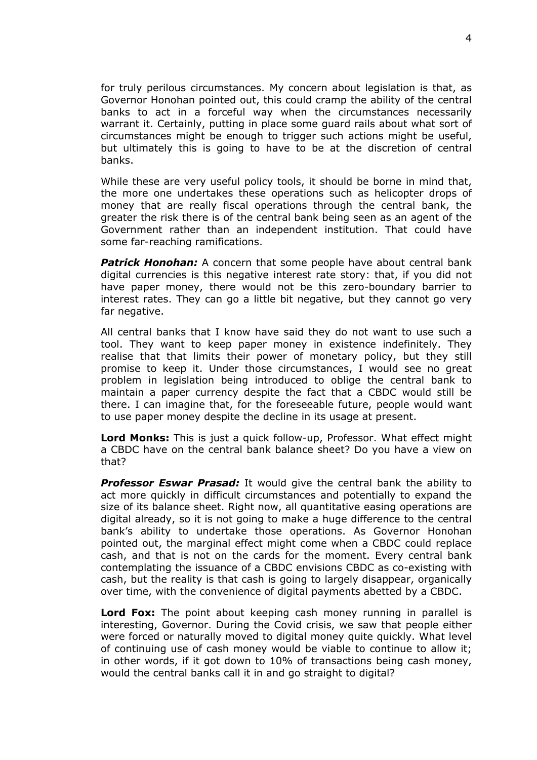for truly perilous circumstances. My concern about legislation is that, as Governor Honohan pointed out, this could cramp the ability of the central banks to act in a forceful way when the circumstances necessarily warrant it. Certainly, putting in place some guard rails about what sort of circumstances might be enough to trigger such actions might be useful, but ultimately this is going to have to be at the discretion of central banks.

While these are very useful policy tools, it should be borne in mind that, the more one undertakes these operations such as helicopter drops of money that are really fiscal operations through the central bank, the greater the risk there is of the central bank being seen as an agent of the Government rather than an independent institution. That could have some far-reaching ramifications.

***Patrick Honohan:*** A concern that some people have about central bank digital currencies is this negative interest rate story: that, if you did not have paper money, there would not be this zero-boundary barrier to interest rates. They can go a little bit negative, but they cannot go very far negative.

All central banks that I know have said they do not want to use such a tool. They want to keep paper money in existence indefinitely. They realise that that limits their power of monetary policy, but they still promise to keep it. Under those circumstances, I would see no great problem in legislation being introduced to oblige the central bank to maintain a paper currency despite the fact that a CBDC would still be there. I can imagine that, for the foreseeable future, people would want to use paper money despite the decline in its usage at present.

**Lord Monks:** This is just a quick follow-up, Professor. What effect might a CBDC have on the central bank balance sheet? Do you have a view on that?

***Professor Eswar Prasad:*** It would give the central bank the ability to act more quickly in difficult circumstances and potentially to expand the size of its balance sheet. Right now, all quantitative easing operations are digital already, so it is not going to make a huge difference to the central bank's ability to undertake those operations. As Governor Honohan pointed out, the marginal effect might come when a CBDC could replace cash, and that is not on the cards for the moment. Every central bank contemplating the issuance of a CBDC envisions CBDC as co-existing with cash, but the reality is that cash is going to largely disappear, organically over time, with the convenience of digital payments abetted by a CBDC.

**Lord Fox:** The point about keeping cash money running in parallel is interesting, Governor. During the Covid crisis, we saw that people either were forced or naturally moved to digital money quite quickly. What level of continuing use of cash money would be viable to continue to allow it; in other words, if it got down to 10% of transactions being cash money, would the central banks call it in and go straight to digital?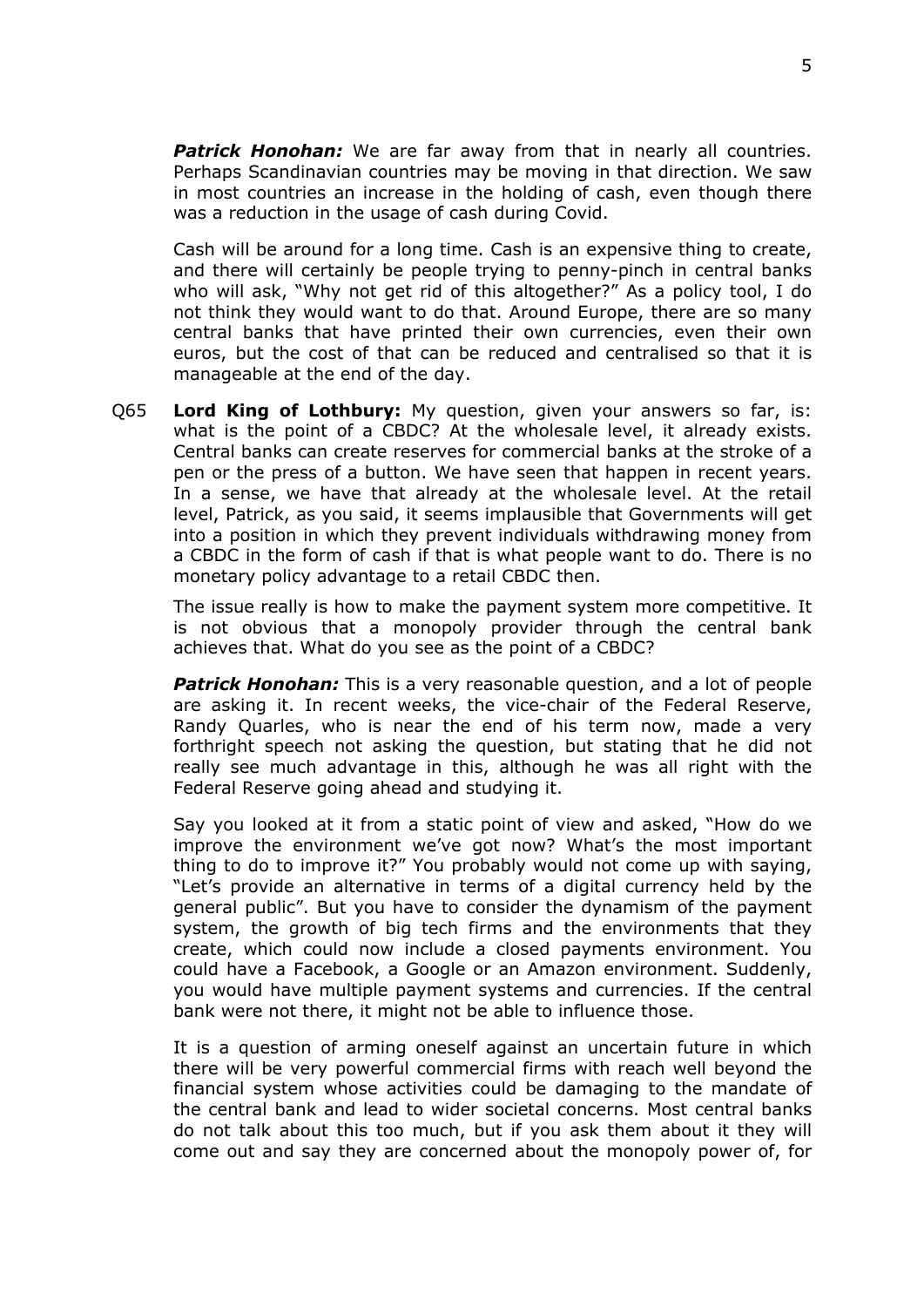***Patrick Honohan:*** We are far away from that in nearly all countries. Perhaps Scandinavian countries may be moving in that direction. We saw in most countries an increase in the holding of cash, even though there was a reduction in the usage of cash during Covid.

Cash will be around for a long time. Cash is an expensive thing to create, and there will certainly be people trying to penny-pinch in central banks who will ask, "Why not get rid of this altogether?" As a policy tool, I do not think they would want to do that. Around Europe, there are so many central banks that have printed their own currencies, even their own euros, but the cost of that can be reduced and centralised so that it is manageable at the end of the day.

Q65 **Lord King of Lothbury:** My question, given your answers so far, is: what is the point of a CBDC? At the wholesale level, it already exists. Central banks can create reserves for commercial banks at the stroke of a pen or the press of a button. We have seen that happen in recent years. In a sense, we have that already at the wholesale level. At the retail level, Patrick, as you said, it seems implausible that Governments will get into a position in which they prevent individuals withdrawing money from a CBDC in the form of cash if that is what people want to do. There is no monetary policy advantage to a retail CBDC then.

The issue really is how to make the payment system more competitive. It is not obvious that a monopoly provider through the central bank achieves that. What do you see as the point of a CBDC?

***Patrick Honohan:*** This is a very reasonable question, and a lot of people are asking it. In recent weeks, the vice-chair of the Federal Reserve, Randy Quarles, who is near the end of his term now, made a very forthright speech not asking the question, but stating that he did not really see much advantage in this, although he was all right with the Federal Reserve going ahead and studying it.

Say you looked at it from a static point of view and asked, "How do we improve the environment we've got now? What's the most important thing to do to improve it?" You probably would not come up with saying, "Let's provide an alternative in terms of a digital currency held by the general public". But you have to consider the dynamism of the payment system, the growth of big tech firms and the environments that they create, which could now include a closed payments environment. You could have a Facebook, a Google or an Amazon environment. Suddenly, you would have multiple payment systems and currencies. If the central bank were not there, it might not be able to influence those.

It is a question of arming oneself against an uncertain future in which there will be very powerful commercial firms with reach well beyond the financial system whose activities could be damaging to the mandate of the central bank and lead to wider societal concerns. Most central banks do not talk about this too much, but if you ask them about it they will come out and say they are concerned about the monopoly power of, for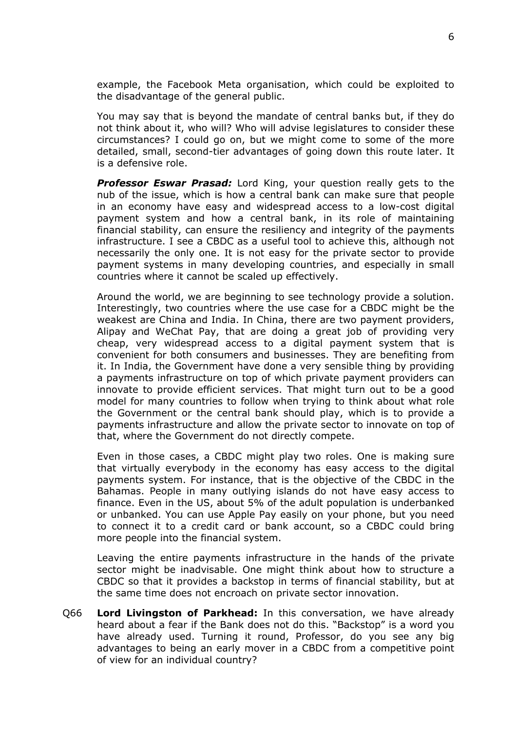example, the Facebook Meta organisation, which could be exploited to the disadvantage of the general public.

You may say that is beyond the mandate of central banks but, if they do not think about it, who will? Who will advise legislatures to consider these circumstances? I could go on, but we might come to some of the more detailed, small, second-tier advantages of going down this route later. It is a defensive role.

***Professor Eswar Prasad:*** Lord King, your question really gets to the nub of the issue, which is how a central bank can make sure that people in an economy have easy and widespread access to a low-cost digital payment system and how a central bank, in its role of maintaining financial stability, can ensure the resiliency and integrity of the payments infrastructure. I see a CBDC as a useful tool to achieve this, although not necessarily the only one. It is not easy for the private sector to provide payment systems in many developing countries, and especially in small countries where it cannot be scaled up effectively.

Around the world, we are beginning to see technology provide a solution. Interestingly, two countries where the use case for a CBDC might be the weakest are China and India. In China, there are two payment providers, Alipay and WeChat Pay, that are doing a great job of providing very cheap, very widespread access to a digital payment system that is convenient for both consumers and businesses. They are benefiting from it. In India, the Government have done a very sensible thing by providing a payments infrastructure on top of which private payment providers can innovate to provide efficient services. That might turn out to be a good model for many countries to follow when trying to think about what role the Government or the central bank should play, which is to provide a payments infrastructure and allow the private sector to innovate on top of that, where the Government do not directly compete.

Even in those cases, a CBDC might play two roles. One is making sure that virtually everybody in the economy has easy access to the digital payments system. For instance, that is the objective of the CBDC in the Bahamas. People in many outlying islands do not have easy access to finance. Even in the US, about 5% of the adult population is underbanked or unbanked. You can use Apple Pay easily on your phone, but you need to connect it to a credit card or bank account, so a CBDC could bring more people into the financial system.

Leaving the entire payments infrastructure in the hands of the private sector might be inadvisable. One might think about how to structure a CBDC so that it provides a backstop in terms of financial stability, but at the same time does not encroach on private sector innovation.

Q66 **Lord Livingston of Parkhead:** In this conversation, we have already heard about a fear if the Bank does not do this. "Backstop" is a word you have already used. Turning it round, Professor, do you see any big advantages to being an early mover in a CBDC from a competitive point of view for an individual country?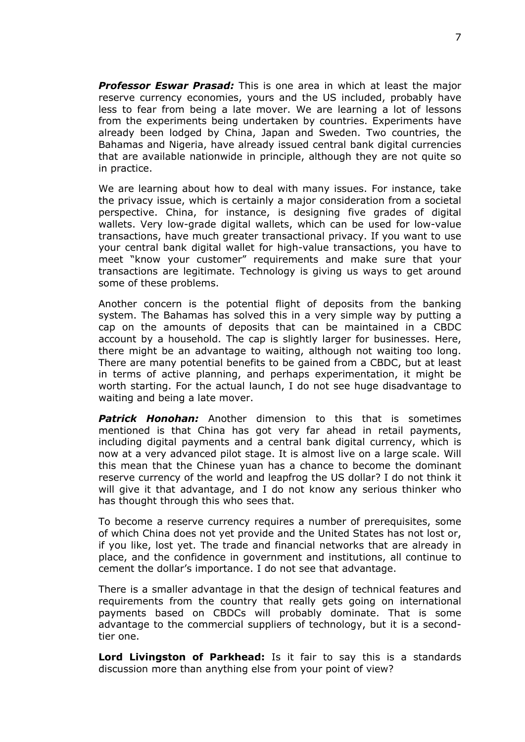***Professor Eswar Prasad:*** This is one area in which at least the major reserve currency economies, yours and the US included, probably have less to fear from being a late mover. We are learning a lot of lessons from the experiments being undertaken by countries. Experiments have already been lodged by China, Japan and Sweden. Two countries, the Bahamas and Nigeria, have already issued central bank digital currencies that are available nationwide in principle, although they are not quite so in practice.

We are learning about how to deal with many issues. For instance, take the privacy issue, which is certainly a major consideration from a societal perspective. China, for instance, is designing five grades of digital wallets. Very low-grade digital wallets, which can be used for low-value transactions, have much greater transactional privacy. If you want to use your central bank digital wallet for high-value transactions, you have to meet "know your customer" requirements and make sure that your transactions are legitimate. Technology is giving us ways to get around some of these problems.

Another concern is the potential flight of deposits from the banking system. The Bahamas has solved this in a very simple way by putting a cap on the amounts of deposits that can be maintained in a CBDC account by a household. The cap is slightly larger for businesses. Here, there might be an advantage to waiting, although not waiting too long. There are many potential benefits to be gained from a CBDC, but at least in terms of active planning, and perhaps experimentation, it might be worth starting. For the actual launch, I do not see huge disadvantage to waiting and being a late mover.

***Patrick Honohan:*** Another dimension to this that is sometimes mentioned is that China has got very far ahead in retail payments, including digital payments and a central bank digital currency, which is now at a very advanced pilot stage. It is almost live on a large scale. Will this mean that the Chinese yuan has a chance to become the dominant reserve currency of the world and leapfrog the US dollar? I do not think it will give it that advantage, and I do not know any serious thinker who has thought through this who sees that.

To become a reserve currency requires a number of prerequisites, some of which China does not yet provide and the United States has not lost or, if you like, lost yet. The trade and financial networks that are already in place, and the confidence in government and institutions, all continue to cement the dollar's importance. I do not see that advantage.

There is a smaller advantage in that the design of technical features and requirements from the country that really gets going on international payments based on CBDCs will probably dominate. That is some advantage to the commercial suppliers of technology, but it is a second-tier one.

**Lord Livingston of Parkhead:** Is it fair to say this is a standards discussion more than anything else from your point of view?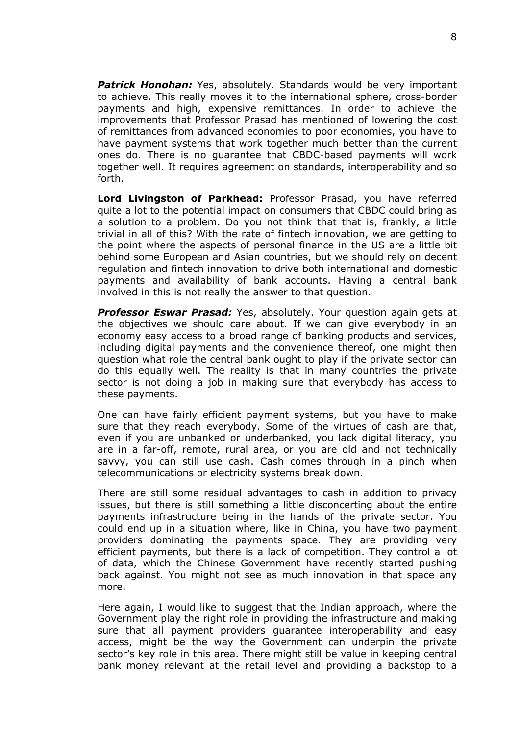***Patrick Honohan:*** Yes, absolutely. Standards would be very important to achieve. This really moves it to the international sphere, cross-border payments and high, expensive remittances. In order to achieve the improvements that Professor Prasad has mentioned of lowering the cost of remittances from advanced economies to poor economies, you have to have payment systems that work together much better than the current ones do. There is no guarantee that CBDC-based payments will work together well. It requires agreement on standards, interoperability and so forth.

**Lord Livingston of Parkhead:** Professor Prasad, you have referred quite a lot to the potential impact on consumers that CBDC could bring as a solution to a problem. Do you not think that that is, frankly, a little trivial in all of this? With the rate of fintech innovation, we are getting to the point where the aspects of personal finance in the US are a little bit behind some European and Asian countries, but we should rely on decent regulation and fintech innovation to drive both international and domestic payments and availability of bank accounts. Having a central bank involved in this is not really the answer to that question.

***Professor Eswar Prasad:*** Yes, absolutely. Your question again gets at the objectives we should care about. If we can give everybody in an economy easy access to a broad range of banking products and services, including digital payments and the convenience thereof, one might then question what role the central bank ought to play if the private sector can do this equally well. The reality is that in many countries the private sector is not doing a job in making sure that everybody has access to these payments.

One can have fairly efficient payment systems, but you have to make sure that they reach everybody. Some of the virtues of cash are that, even if you are unbanked or underbanked, you lack digital literacy, you are in a far-off, remote, rural area, or you are old and not technically savvy, you can still use cash. Cash comes through in a pinch when telecommunications or electricity systems break down.

There are still some residual advantages to cash in addition to privacy issues, but there is still something a little disconcerting about the entire payments infrastructure being in the hands of the private sector. You could end up in a situation where, like in China, you have two payment providers dominating the payments space. They are providing very efficient payments, but there is a lack of competition. They control a lot of data, which the Chinese Government have recently started pushing back against. You might not see as much innovation in that space any more.

Here again, I would like to suggest that the Indian approach, where the Government play the right role in providing the infrastructure and making sure that all payment providers guarantee interoperability and easy access, might be the way the Government can underpin the private sector's key role in this area. There might still be value in keeping central bank money relevant at the retail level and providing a backstop to a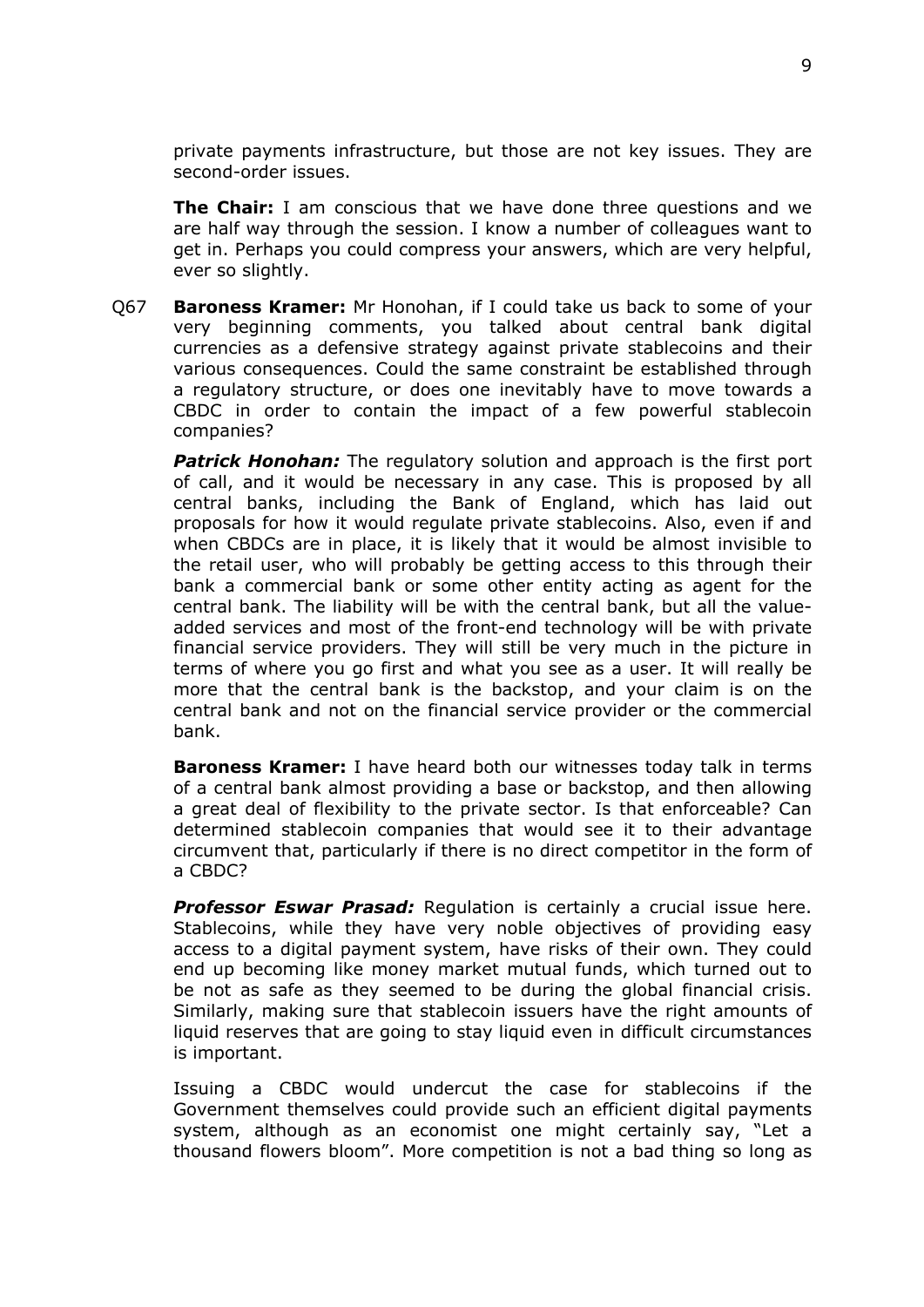private payments infrastructure, but those are not key issues. They are second-order issues.

**The Chair:** I am conscious that we have done three questions and we are half way through the session. I know a number of colleagues want to get in. Perhaps you could compress your answers, which are very helpful, ever so slightly.

Q67 **Baroness Kramer:** Mr Honohan, if I could take us back to some of your very beginning comments, you talked about central bank digital currencies as a defensive strategy against private stablecoins and their various consequences. Could the same constraint be established through a regulatory structure, or does one inevitably have to move towards a CBDC in order to contain the impact of a few powerful stablecoin companies?

***Patrick Honohan:*** The regulatory solution and approach is the first port of call, and it would be necessary in any case. This is proposed by all central banks, including the Bank of England, which has laid out proposals for how it would regulate private stablecoins. Also, even if and when CBDCs are in place, it is likely that it would be almost invisible to the retail user, who will probably be getting access to this through their bank a commercial bank or some other entity acting as agent for the central bank. The liability will be with the central bank, but all the value-added services and most of the front-end technology will be with private financial service providers. They will still be very much in the picture in terms of where you go first and what you see as a user. It will really be more that the central bank is the backstop, and your claim is on the central bank and not on the financial service provider or the commercial bank.

**Baroness Kramer:** I have heard both our witnesses today talk in terms of a central bank almost providing a base or backstop, and then allowing a great deal of flexibility to the private sector. Is that enforceable? Can determined stablecoin companies that would see it to their advantage circumvent that, particularly if there is no direct competitor in the form of a CBDC?

***Professor Eswar Prasad:*** Regulation is certainly a crucial issue here. Stablecoins, while they have very noble objectives of providing easy access to a digital payment system, have risks of their own. They could end up becoming like money market mutual funds, which turned out to be not as safe as they seemed to be during the global financial crisis. Similarly, making sure that stablecoin issuers have the right amounts of liquid reserves that are going to stay liquid even in difficult circumstances is important.

Issuing a CBDC would undercut the case for stablecoins if the Government themselves could provide such an efficient digital payments system, although as an economist one might certainly say, "Let a thousand flowers bloom". More competition is not a bad thing so long as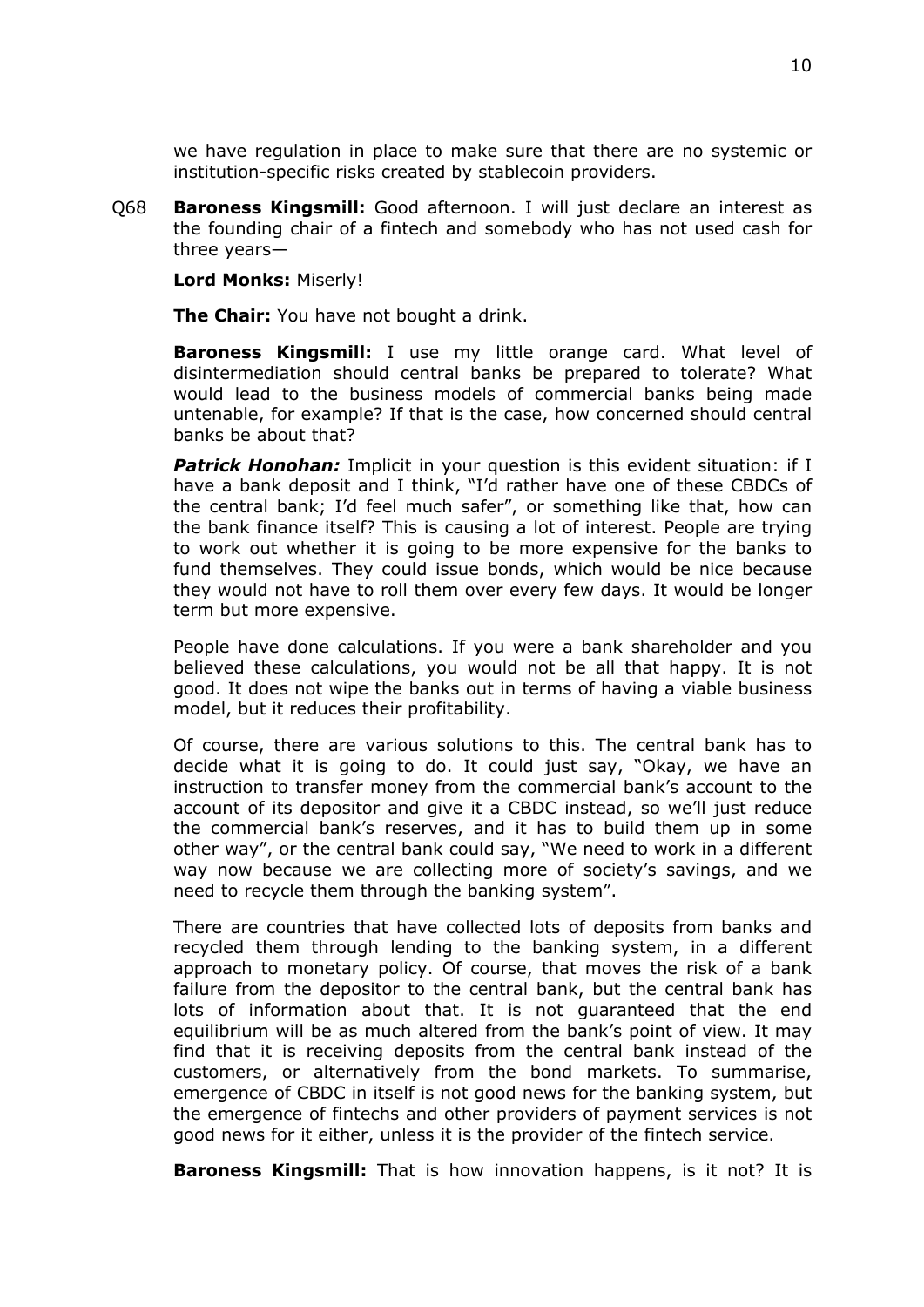we have regulation in place to make sure that there are no systemic or institution-specific risks created by stablecoin providers.

Q68 **Baroness Kingsmill:** Good afternoon. I will just declare an interest as the founding chair of a fintech and somebody who has not used cash for three years—

**Lord Monks:** Miserly!

**The Chair:** You have not bought a drink.

**Baroness Kingsmill:** I use my little orange card. What level of disintermediation should central banks be prepared to tolerate? What would lead to the business models of commercial banks being made untenable, for example? If that is the case, how concerned should central banks be about that?

***Patrick Honohan:*** Implicit in your question is this evident situation: if I have a bank deposit and I think, "I'd rather have one of these CBDCs of the central bank; I'd feel much safer", or something like that, how can the bank finance itself? This is causing a lot of interest. People are trying to work out whether it is going to be more expensive for the banks to fund themselves. They could issue bonds, which would be nice because they would not have to roll them over every few days. It would be longer term but more expensive.

People have done calculations. If you were a bank shareholder and you believed these calculations, you would not be all that happy. It is not good. It does not wipe the banks out in terms of having a viable business model, but it reduces their profitability.

Of course, there are various solutions to this. The central bank has to decide what it is going to do. It could just say, "Okay, we have an instruction to transfer money from the commercial bank's account to the account of its depositor and give it a CBDC instead, so we'll just reduce the commercial bank's reserves, and it has to build them up in some other way", or the central bank could say, "We need to work in a different way now because we are collecting more of society's savings, and we need to recycle them through the banking system".

There are countries that have collected lots of deposits from banks and recycled them through lending to the banking system, in a different approach to monetary policy. Of course, that moves the risk of a bank failure from the depositor to the central bank, but the central bank has lots of information about that. It is not guaranteed that the end equilibrium will be as much altered from the bank's point of view. It may find that it is receiving deposits from the central bank instead of the customers, or alternatively from the bond markets. To summarise, emergence of CBDC in itself is not good news for the banking system, but the emergence of fintechs and other providers of payment services is not good news for it either, unless it is the provider of the fintech service.

**Baroness Kingsmill:** That is how innovation happens, is it not? It is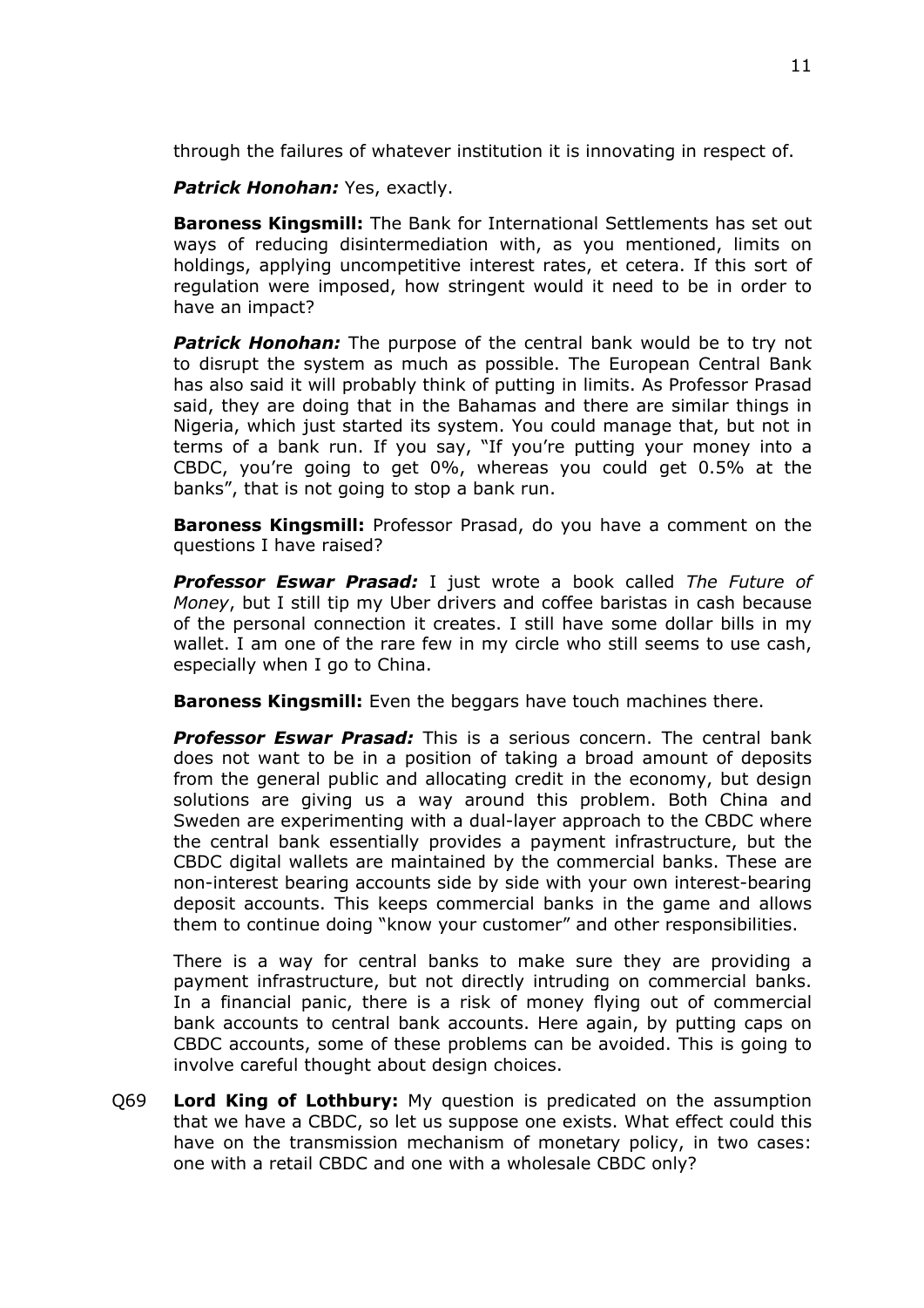through the failures of whatever institution it is innovating in respect of.

***Patrick Honohan:*** Yes, exactly.

**Baroness Kingsmill:** The Bank for International Settlements has set out ways of reducing disintermediation with, as you mentioned, limits on holdings, applying uncompetitive interest rates, et cetera. If this sort of regulation were imposed, how stringent would it need to be in order to have an impact?

***Patrick Honohan:*** The purpose of the central bank would be to try not to disrupt the system as much as possible. The European Central Bank has also said it will probably think of putting in limits. As Professor Prasad said, they are doing that in the Bahamas and there are similar things in Nigeria, which just started its system. You could manage that, but not in terms of a bank run. If you say, "If you're putting your money into a CBDC, you're going to get 0%, whereas you could get 0.5% at the banks", that is not going to stop a bank run.

**Baroness Kingsmill:** Professor Prasad, do you have a comment on the questions I have raised?

***Professor Eswar Prasad:*** I just wrote a book called *The Future of Money*, but I still tip my Uber drivers and coffee baristas in cash because of the personal connection it creates. I still have some dollar bills in my wallet. I am one of the rare few in my circle who still seems to use cash, especially when I go to China.

**Baroness Kingsmill:** Even the beggars have touch machines there.

***Professor Eswar Prasad:*** This is a serious concern. The central bank does not want to be in a position of taking a broad amount of deposits from the general public and allocating credit in the economy, but design solutions are giving us a way around this problem. Both China and Sweden are experimenting with a dual-layer approach to the CBDC where the central bank essentially provides a payment infrastructure, but the CBDC digital wallets are maintained by the commercial banks. These are non-interest bearing accounts side by side with your own interest-bearing deposit accounts. This keeps commercial banks in the game and allows them to continue doing "know your customer" and other responsibilities.

There is a way for central banks to make sure they are providing a payment infrastructure, but not directly intruding on commercial banks. In a financial panic, there is a risk of money flying out of commercial bank accounts to central bank accounts. Here again, by putting caps on CBDC accounts, some of these problems can be avoided. This is going to involve careful thought about design choices.

Q69 **Lord King of Lothbury:** My question is predicated on the assumption that we have a CBDC, so let us suppose one exists. What effect could this have on the transmission mechanism of monetary policy, in two cases: one with a retail CBDC and one with a wholesale CBDC only?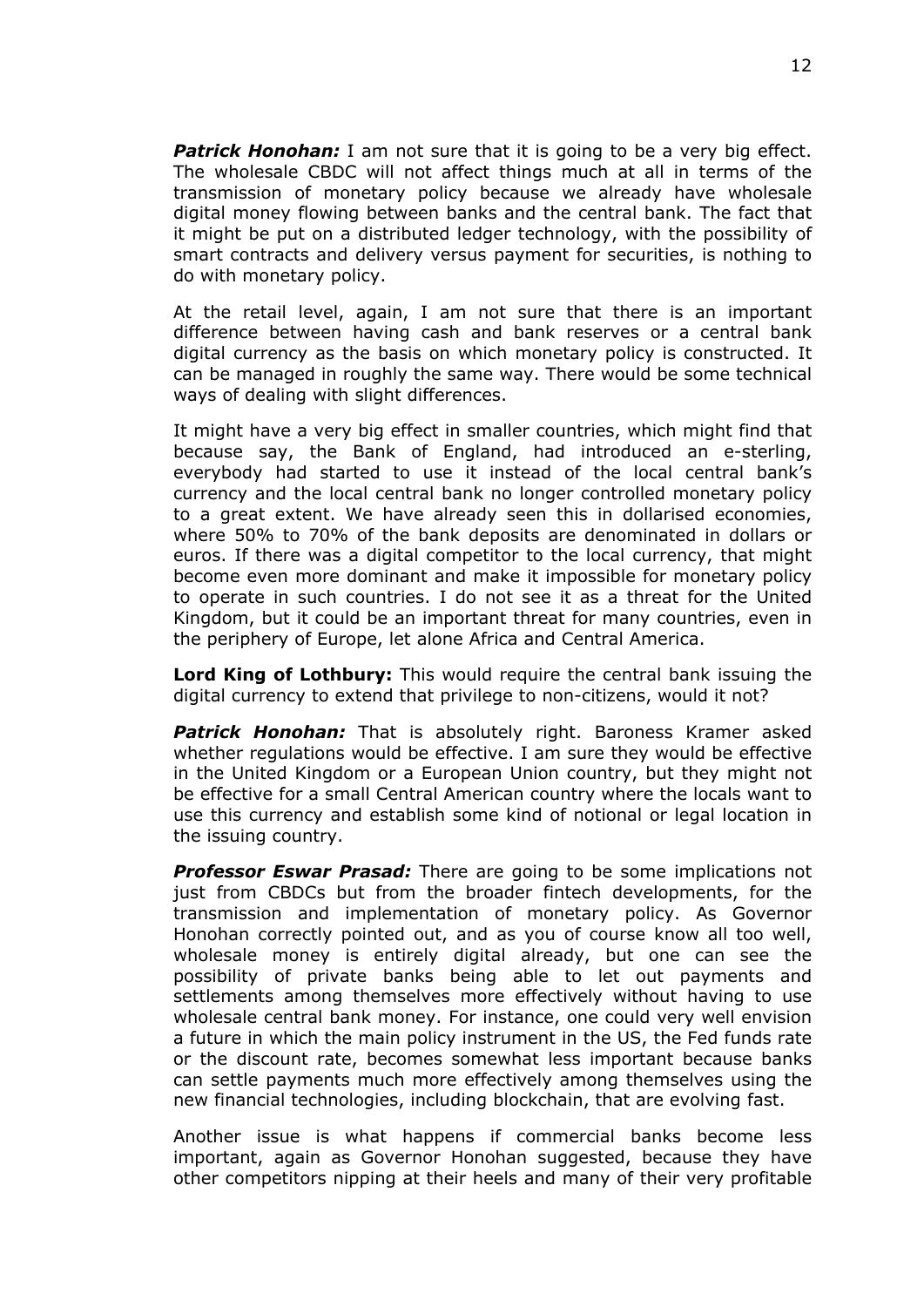***Patrick Honohan:*** I am not sure that it is going to be a very big effect. The wholesale CBDC will not affect things much at all in terms of the transmission of monetary policy because we already have wholesale digital money flowing between banks and the central bank. The fact that it might be put on a distributed ledger technology, with the possibility of smart contracts and delivery versus payment for securities, is nothing to do with monetary policy.

At the retail level, again, I am not sure that there is an important difference between having cash and bank reserves or a central bank digital currency as the basis on which monetary policy is constructed. It can be managed in roughly the same way. There would be some technical ways of dealing with slight differences.

It might have a very big effect in smaller countries, which might find that because say, the Bank of England, had introduced an e-sterling, everybody had started to use it instead of the local central bank's currency and the local central bank no longer controlled monetary policy to a great extent. We have already seen this in dollarised economies, where 50% to 70% of the bank deposits are denominated in dollars or euros. If there was a digital competitor to the local currency, that might become even more dominant and make it impossible for monetary policy to operate in such countries. I do not see it as a threat for the United Kingdom, but it could be an important threat for many countries, even in the periphery of Europe, let alone Africa and Central America.

**Lord King of Lothbury:** This would require the central bank issuing the digital currency to extend that privilege to non-citizens, would it not?

***Patrick Honohan:*** That is absolutely right. Baroness Kramer asked whether regulations would be effective. I am sure they would be effective in the United Kingdom or a European Union country, but they might not be effective for a small Central American country where the locals want to use this currency and establish some kind of notional or legal location in the issuing country.

***Professor Eswar Prasad:*** There are going to be some implications not just from CBDCs but from the broader fintech developments, for the transmission and implementation of monetary policy. As Governor Honohan correctly pointed out, and as you of course know all too well, wholesale money is entirely digital already, but one can see the possibility of private banks being able to let out payments and settlements among themselves more effectively without having to use wholesale central bank money. For instance, one could very well envision a future in which the main policy instrument in the US, the Fed funds rate or the discount rate, becomes somewhat less important because banks can settle payments much more effectively among themselves using the new financial technologies, including blockchain, that are evolving fast.

Another issue is what happens if commercial banks become less important, again as Governor Honohan suggested, because they have other competitors nipping at their heels and many of their very profitable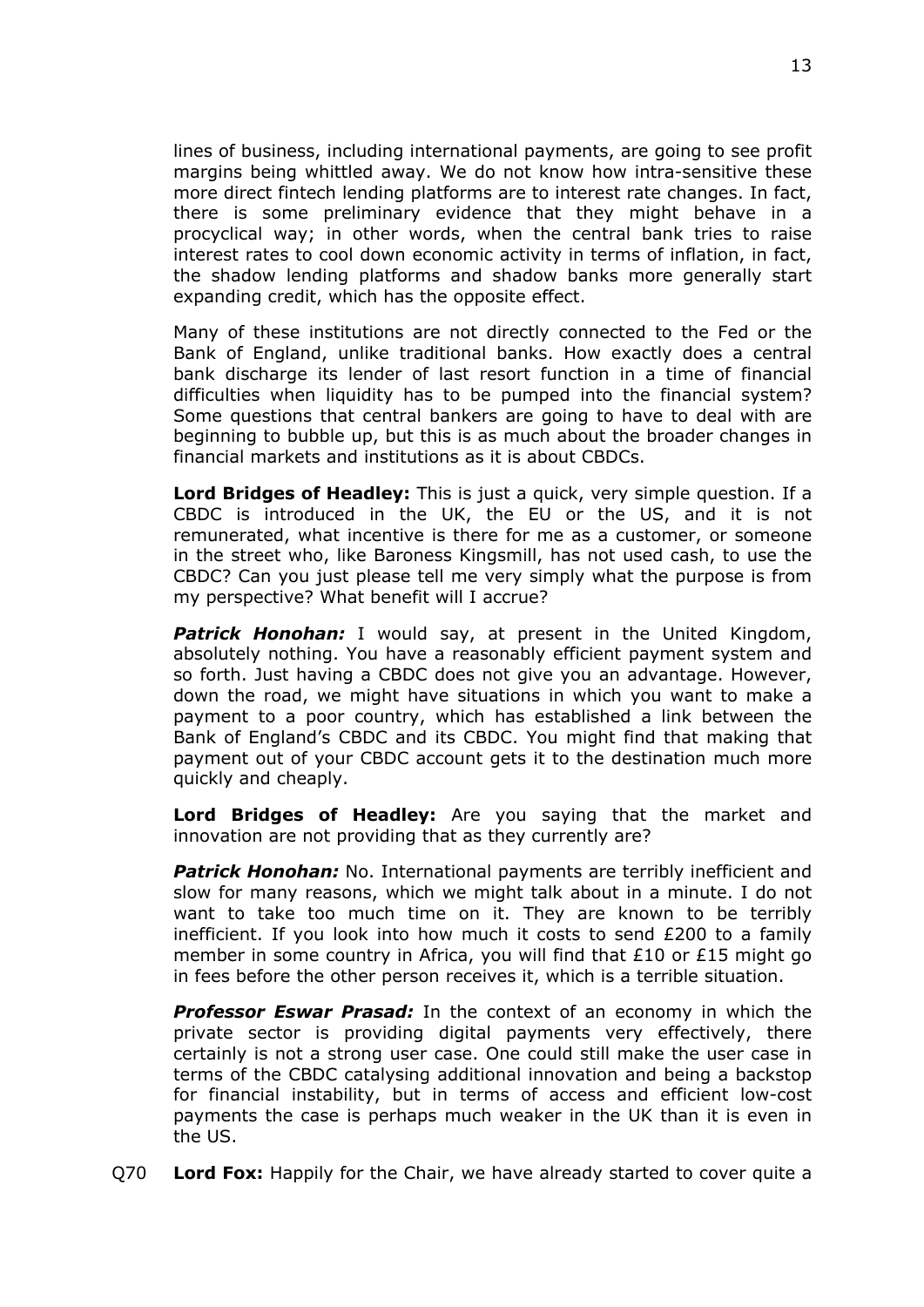lines of business, including international payments, are going to see profit margins being whittled away. We do not know how intra-sensitive these more direct fintech lending platforms are to interest rate changes. In fact, there is some preliminary evidence that they might behave in a procyclical way; in other words, when the central bank tries to raise interest rates to cool down economic activity in terms of inflation, in fact, the shadow lending platforms and shadow banks more generally start expanding credit, which has the opposite effect.

Many of these institutions are not directly connected to the Fed or the Bank of England, unlike traditional banks. How exactly does a central bank discharge its lender of last resort function in a time of financial difficulties when liquidity has to be pumped into the financial system? Some questions that central bankers are going to have to deal with are beginning to bubble up, but this is as much about the broader changes in financial markets and institutions as it is about CBDCs.

**Lord Bridges of Headley:** This is just a quick, very simple question. If a CBDC is introduced in the UK, the EU or the US, and it is not remunerated, what incentive is there for me as a customer, or someone in the street who, like Baroness Kingsmill, has not used cash, to use the CBDC? Can you just please tell me very simply what the purpose is from my perspective? What benefit will I accrue?

***Patrick Honohan:*** I would say, at present in the United Kingdom, absolutely nothing. You have a reasonably efficient payment system and so forth. Just having a CBDC does not give you an advantage. However, down the road, we might have situations in which you want to make a payment to a poor country, which has established a link between the Bank of England's CBDC and its CBDC. You might find that making that payment out of your CBDC account gets it to the destination much more quickly and cheaply.

**Lord Bridges of Headley:** Are you saying that the market and innovation are not providing that as they currently are?

***Patrick Honohan:*** No. International payments are terribly inefficient and slow for many reasons, which we might talk about in a minute. I do not want to take too much time on it. They are known to be terribly inefficient. If you look into how much it costs to send £200 to a family member in some country in Africa, you will find that £10 or £15 might go in fees before the other person receives it, which is a terrible situation.

***Professor Eswar Prasad:*** In the context of an economy in which the private sector is providing digital payments very effectively, there certainly is not a strong user case. One could still make the user case in terms of the CBDC catalysing additional innovation and being a backstop for financial instability, but in terms of access and efficient low-cost payments the case is perhaps much weaker in the UK than it is even in the US.

Q70 **Lord Fox:** Happily for the Chair, we have already started to cover quite a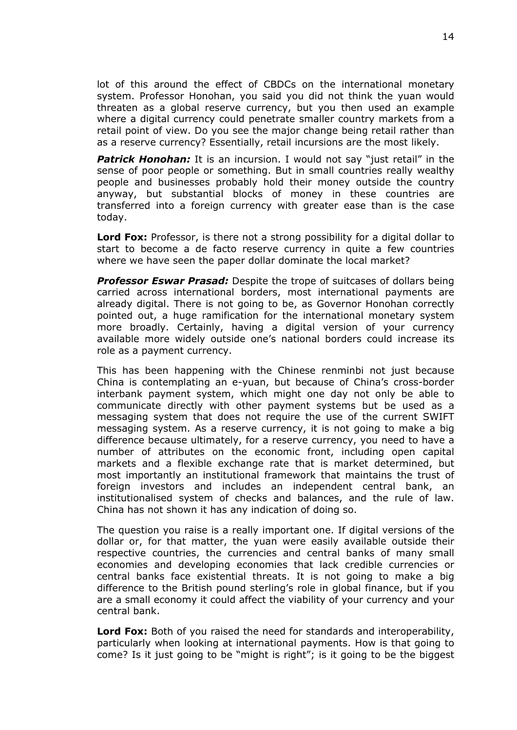lot of this around the effect of CBDCs on the international monetary system. Professor Honohan, you said you did not think the yuan would threaten as a global reserve currency, but you then used an example where a digital currency could penetrate smaller country markets from a retail point of view. Do you see the major change being retail rather than as a reserve currency? Essentially, retail incursions are the most likely.

***Patrick Honohan:*** It is an incursion. I would not say "just retail" in the sense of poor people or something. But in small countries really wealthy people and businesses probably hold their money outside the country anyway, but substantial blocks of money in these countries are transferred into a foreign currency with greater ease than is the case today.

**Lord Fox:** Professor, is there not a strong possibility for a digital dollar to start to become a de facto reserve currency in quite a few countries where we have seen the paper dollar dominate the local market?

***Professor Eswar Prasad:*** Despite the trope of suitcases of dollars being carried across international borders, most international payments are already digital. There is not going to be, as Governor Honohan correctly pointed out, a huge ramification for the international monetary system more broadly. Certainly, having a digital version of your currency available more widely outside one's national borders could increase its role as a payment currency.

This has been happening with the Chinese renminbi not just because China is contemplating an e-yuan, but because of China's cross-border interbank payment system, which might one day not only be able to communicate directly with other payment systems but be used as a messaging system that does not require the use of the current SWIFT messaging system. As a reserve currency, it is not going to make a big difference because ultimately, for a reserve currency, you need to have a number of attributes on the economic front, including open capital markets and a flexible exchange rate that is market determined, but most importantly an institutional framework that maintains the trust of foreign investors and includes an independent central bank, an institutionalised system of checks and balances, and the rule of law. China has not shown it has any indication of doing so.

The question you raise is a really important one. If digital versions of the dollar or, for that matter, the yuan were easily available outside their respective countries, the currencies and central banks of many small economies and developing economies that lack credible currencies or central banks face existential threats. It is not going to make a big difference to the British pound sterling's role in global finance, but if you are a small economy it could affect the viability of your currency and your central bank.

**Lord Fox:** Both of you raised the need for standards and interoperability, particularly when looking at international payments. How is that going to come? Is it just going to be "might is right"; is it going to be the biggest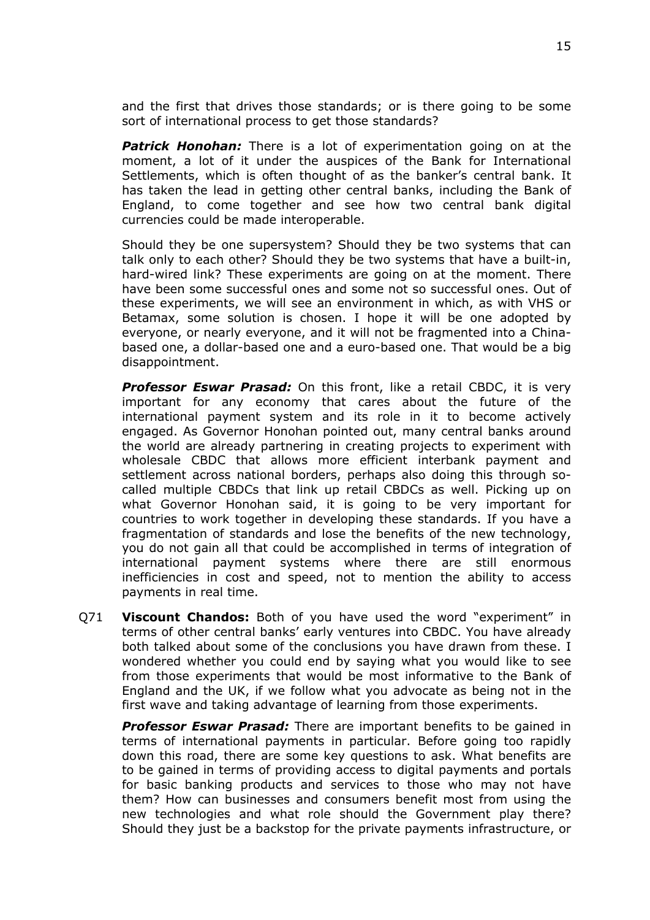and the first that drives those standards; or is there going to be some sort of international process to get those standards?

***Patrick Honohan:*** There is a lot of experimentation going on at the moment, a lot of it under the auspices of the Bank for International Settlements, which is often thought of as the banker's central bank. It has taken the lead in getting other central banks, including the Bank of England, to come together and see how two central bank digital currencies could be made interoperable.

Should they be one supersystem? Should they be two systems that can talk only to each other? Should they be two systems that have a built-in, hard-wired link? These experiments are going on at the moment. There have been some successful ones and some not so successful ones. Out of these experiments, we will see an environment in which, as with VHS or Betamax, some solution is chosen. I hope it will be one adopted by everyone, or nearly everyone, and it will not be fragmented into a China-based one, a dollar-based one and a euro-based one. That would be a big disappointment.

***Professor Eswar Prasad:*** On this front, like a retail CBDC, it is very important for any economy that cares about the future of the international payment system and its role in it to become actively engaged. As Governor Honohan pointed out, many central banks around the world are already partnering in creating projects to experiment with wholesale CBDC that allows more efficient interbank payment and settlement across national borders, perhaps also doing this through so-called multiple CBDCs that link up retail CBDCs as well. Picking up on what Governor Honohan said, it is going to be very important for countries to work together in developing these standards. If you have a fragmentation of standards and lose the benefits of the new technology, you do not gain all that could be accomplished in terms of integration of international payment systems where there are still enormous inefficiencies in cost and speed, not to mention the ability to access payments in real time.

Q71 **Viscount Chandos:** Both of you have used the word "experiment" in terms of other central banks' early ventures into CBDC. You have already both talked about some of the conclusions you have drawn from these. I wondered whether you could end by saying what you would like to see from those experiments that would be most informative to the Bank of England and the UK, if we follow what you advocate as being not in the first wave and taking advantage of learning from those experiments.

***Professor Eswar Prasad:*** There are important benefits to be gained in terms of international payments in particular. Before going too rapidly down this road, there are some key questions to ask. What benefits are to be gained in terms of providing access to digital payments and portals for basic banking products and services to those who may not have them? How can businesses and consumers benefit most from using the new technologies and what role should the Government play there? Should they just be a backstop for the private payments infrastructure, or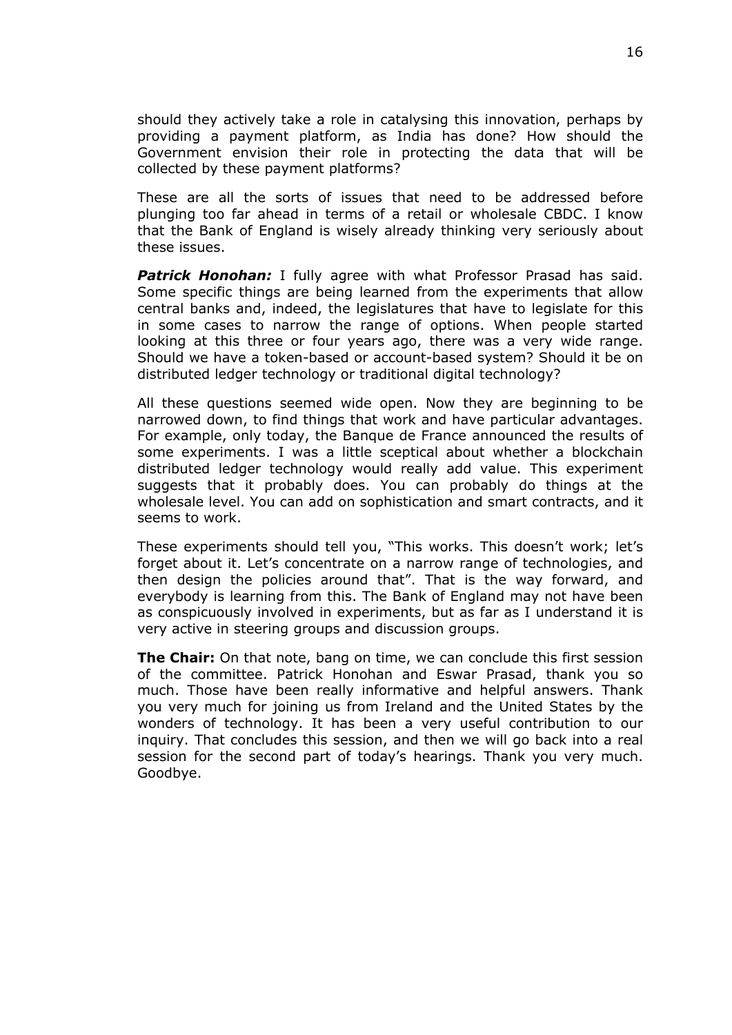should they actively take a role in catalysing this innovation, perhaps by providing a payment platform, as India has done? How should the Government envision their role in protecting the data that will be collected by these payment platforms?

These are all the sorts of issues that need to be addressed before plunging too far ahead in terms of a retail or wholesale CBDC. I know that the Bank of England is wisely already thinking very seriously about these issues.

***Patrick Honohan:*** I fully agree with what Professor Prasad has said. Some specific things are being learned from the experiments that allow central banks and, indeed, the legislatures that have to legislate for this in some cases to narrow the range of options. When people started looking at this three or four years ago, there was a very wide range. Should we have a token-based or account-based system? Should it be on distributed ledger technology or traditional digital technology?

All these questions seemed wide open. Now they are beginning to be narrowed down, to find things that work and have particular advantages. For example, only today, the Banque de France announced the results of some experiments. I was a little sceptical about whether a blockchain distributed ledger technology would really add value. This experiment suggests that it probably does. You can probably do things at the wholesale level. You can add on sophistication and smart contracts, and it seems to work.

These experiments should tell you, "This works. This doesn't work; let's forget about it. Let's concentrate on a narrow range of technologies, and then design the policies around that". That is the way forward, and everybody is learning from this. The Bank of England may not have been as conspicuously involved in experiments, but as far as I understand it is very active in steering groups and discussion groups.

**The Chair:** On that note, bang on time, we can conclude this first session of the committee. Patrick Honohan and Eswar Prasad, thank you so much. Those have been really informative and helpful answers. Thank you very much for joining us from Ireland and the United States by the wonders of technology. It has been a very useful contribution to our inquiry. That concludes this session, and then we will go back into a real session for the second part of today's hearings. Thank you very much. Goodbye.